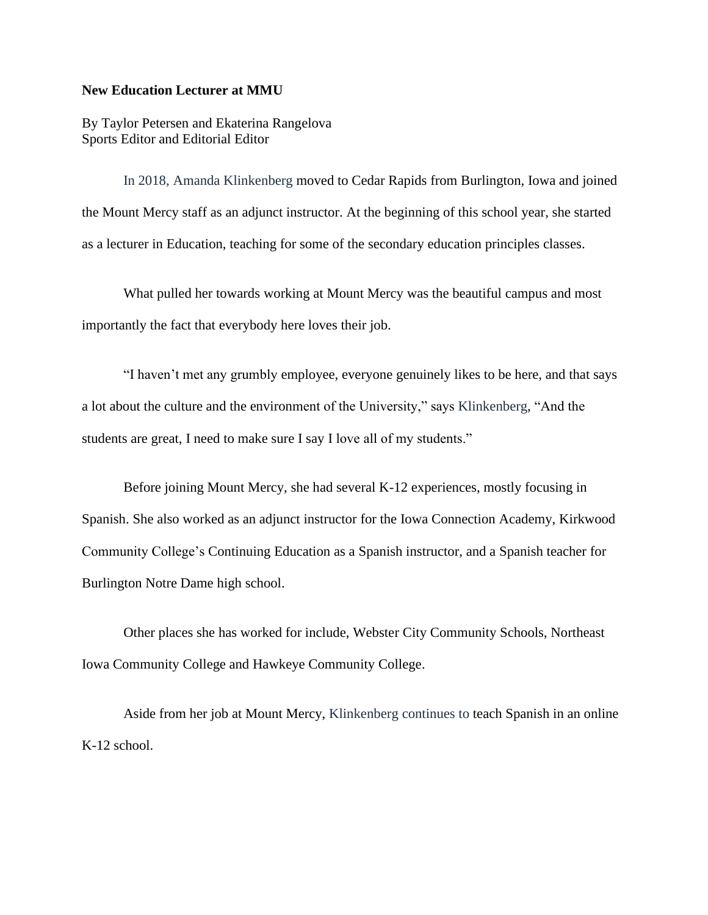**New Education Lecturer at MMU**

By Taylor Petersen and Ekaterina Rangelova
Sports Editor and Editorial Editor

In 2018, Amanda Klinkenberg moved to Cedar Rapids from Burlington, Iowa and joined the Mount Mercy staff as an adjunct instructor. At the beginning of this school year, she started as a lecturer in Education, teaching for some of the secondary education principles classes.

What pulled her towards working at Mount Mercy was the beautiful campus and most importantly the fact that everybody here loves their job.

"I haven't met any grumbly employee, everyone genuinely likes to be here, and that says a lot about the culture and the environment of the University," says Klinkenberg, "And the students are great, I need to make sure I say I love all of my students."

Before joining Mount Mercy, she had several K-12 experiences, mostly focusing in Spanish. She also worked as an adjunct instructor for the Iowa Connection Academy, Kirkwood Community College's Continuing Education as a Spanish instructor, and a Spanish teacher for Burlington Notre Dame high school.

Other places she has worked for include, Webster City Community Schools, Northeast Iowa Community College and Hawkeye Community College.

Aside from her job at Mount Mercy, Klinkenberg continues to teach Spanish in an online K-12 school.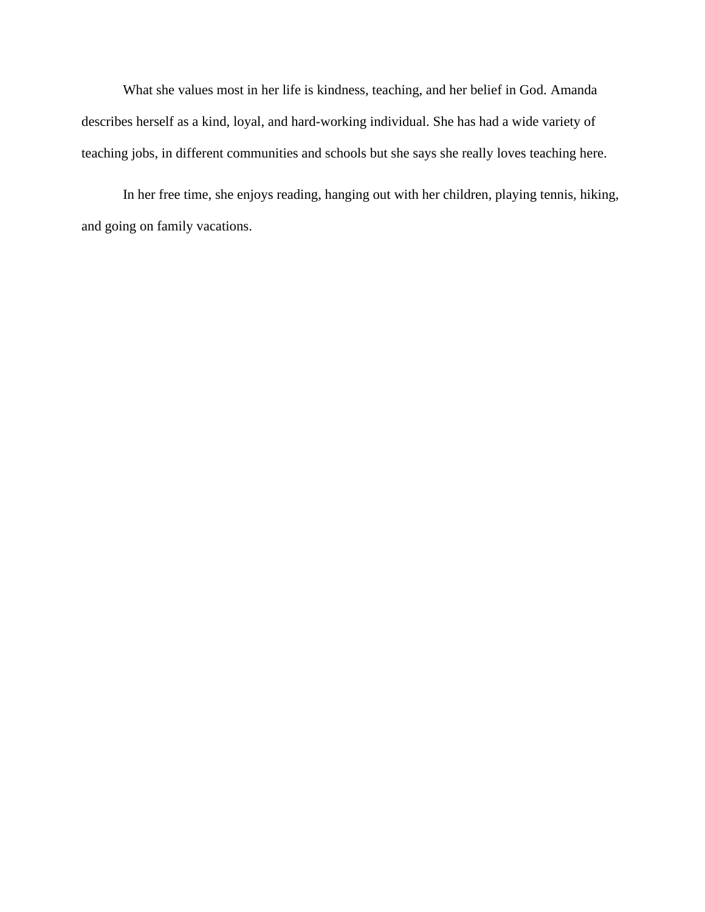What she values most in her life is kindness, teaching, and her belief in God. Amanda describes herself as a kind, loyal, and hard-working individual. She has had a wide variety of teaching jobs, in different communities and schools but she says she really loves teaching here.

In her free time, she enjoys reading, hanging out with her children, playing tennis, hiking, and going on family vacations.